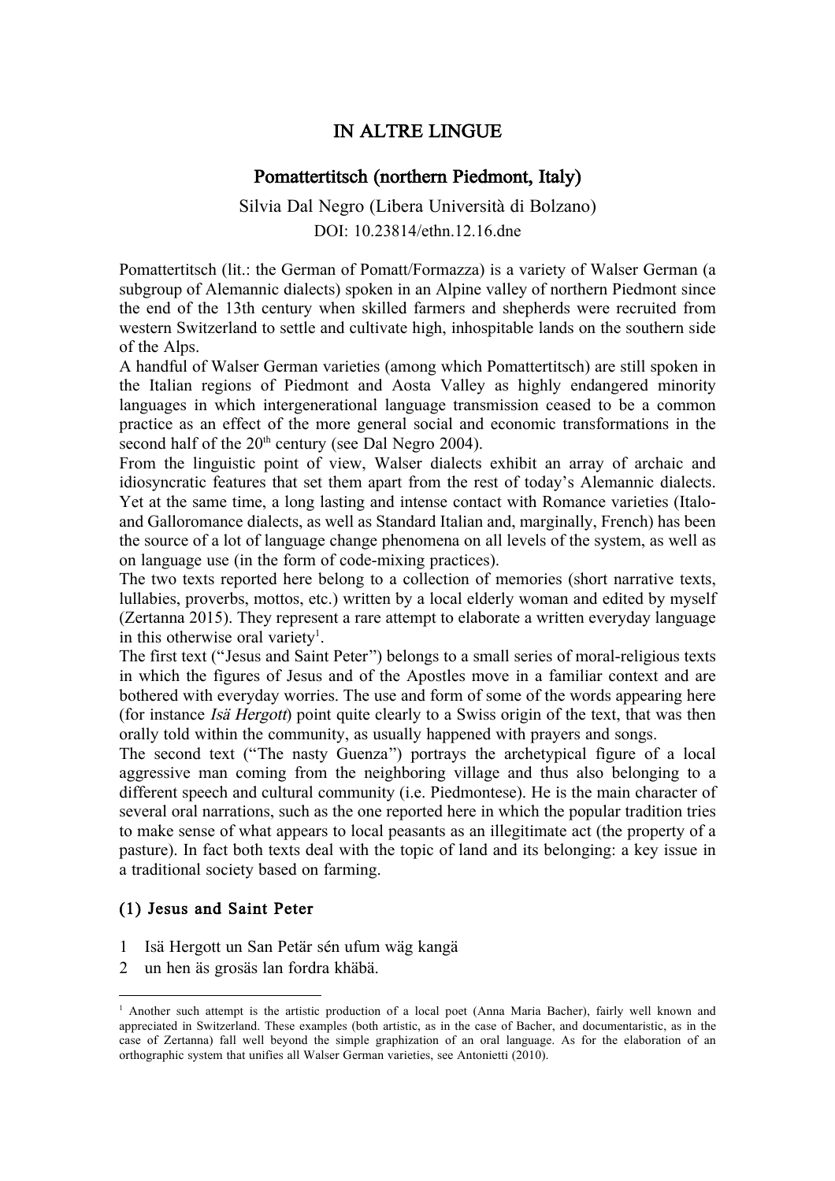# IN ALTRE LINGUE

## Pomattertitsch (northern Piedmont, Italy)

Silvia Dal Negro (Libera Università di Bolzano)

DOI: 10.23814/ethn.12.16.dne

Pomattertitsch (lit.: the German of Pomatt/Formazza) is a variety of Walser German (a subgroup of Alemannic dialects) spoken in an Alpine valley of northern Piedmont since the end of the 13th century when skilled farmers and shepherds were recruited from western Switzerland to settle and cultivate high, inhospitable lands on the southern side of the Alps.

A handful of Walser German varieties (among which Pomattertitsch) are still spoken in the Italian regions of Piedmont and Aosta Valley as highly endangered minority languages in which intergenerational language transmission ceased to be a common practice as an effect of the more general social and economic transformations in the second half of the 20th century (see Dal Negro 2004).

From the linguistic point of view, Walser dialects exhibit an array of archaic and idiosyncratic features that set them apart from the rest of today's Alemannic dialects. Yet at the same time, a long lasting and intense contact with Romance varieties (Italo- and Galloromance dialects, as well as Standard Italian and, marginally, French) has been the source of a lot of language change phenomena on all levels of the system, as well as on language use (in the form of code-mixing practices).

The two texts reported here belong to a collection of memories (short narrative texts, lullabies, proverbs, mottos, etc.) written by a local elderly woman and edited by myself (Zertanna 2015). They represent a rare attempt to elaborate a written everyday language in this otherwise oral variety[1].

The first text ("Jesus and Saint Peter") belongs to a small series of moral-religious texts in which the figures of Jesus and of the Apostles move in a familiar context and are bothered with everyday worries. The use and form of some of the words appearing here (for instance *Isä Hergott*) point quite clearly to a Swiss origin of the text, that was then orally told within the community, as usually happened with prayers and songs.

The second text ("The nasty Guenza") portrays the archetypical figure of a local aggressive man coming from the neighboring village and thus also belonging to a different speech and cultural community (i.e. Piedmontese). He is the main character of several oral narrations, such as the one reported here in which the popular tradition tries to make sense of what appears to local peasants as an illegitimate act (the property of a pasture). In fact both texts deal with the topic of land and its belonging: a key issue in a traditional society based on farming.

### (1) Jesus and Saint Peter

1 Isä Hergott un San Petär sén ufum wäg kangä
2 un hen äs grosäs lan fordra khäbä.

[1] Another such attempt is the artistic production of a local poet (Anna Maria Bacher), fairly well known and appreciated in Switzerland. These examples (both artistic, as in the case of Bacher, and documentaristic, as in the case of Zertanna) fall well beyond the simple graphization of an oral language. As for the elaboration of an orthographic system that unifies all Walser German varieties, see Antonietti (2010).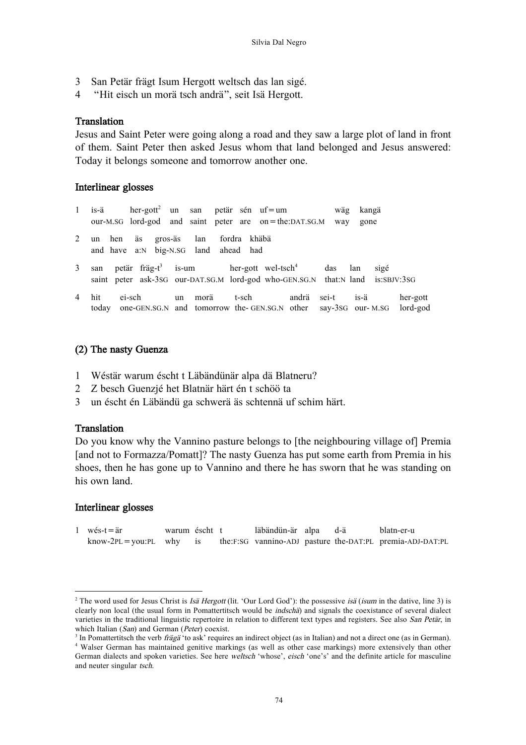3 San Petär frägt Isum Hergott weltsch das lan sigé.
4 "Hit eisch un morä tsch andrä", seit Isä Hergott.

**Translation**

Jesus and Saint Peter were going along a road and they saw a large plot of land in front of them. Saint Peter then asked Jesus whom that land belonged and Jesus answered: Today it belongs someone and tomorrow another one.

**Interlinear glosses**

| 1 | is-ä | her-gott[2] | un | san | petär | sén | uf=um | wäg | kangä |
|---|---|---|---|---|---|---|---|---|---|
| | our-M.SG | lord-god | and | saint | peter | are | on=the:DAT.SG.M | way | gone |

| 2 | un | hen | äs | gros-äs | lan | fordra | khäbä |
|---|---|---|---|---|---|---|---|
| | and | have | a:N | big-N.SG | land | ahead | had |

| 3 | san | petär | fräg-t[3] | is-um | her-gott | wel-tsch[4] | das | lan | sigé |
|---|---|---|---|---|---|---|---|---|---|
| | saint | peter | ask-3SG | our-DAT.SG.M | lord-god | who-GEN.SG.N | that:N | land | is:SBJV:3SG |

| 4 | hit | ei-sch | un | morä | t-sch | andrä | sei-t | is-ä | her-gott |
|---|---|---|---|---|---|---|---|---|---|
| | today | one-GEN.SG.N | and | tomorrow | the- GEN.SG.N | other | say-3SG | our- M.SG | lord-god |

**(2) The nasty Guenza**

1 Wéstär warum éscht t Läbändünär alpa dä Blatneru?
2 Z besch Guenzjé het Blatnär härt én t schöö ta
3 un éscht én Läbändü ga schwerä äs schtennä uf schim härt.

**Translation**

Do you know why the Vannino pasture belongs to [the neighbouring village of] Premia [and not to Formazza/Pomatt]? The nasty Guenza has put some earth from Premia in his shoes, then he has gone up to Vannino and there he has sworn that he was standing on his own land.

**Interlinear glosses**

| 1 | wés-t=är | warum | éscht | t | läbändün-är | alpa | d-ä | blatn-er-u |
|---|---|---|---|---|---|---|---|---|
| | know-2PL=you:PL | why | is | the:F:SG | vannino-ADJ | pasture | the-DAT:PL | premia-ADJ-DAT:PL |

---

[2] The word used for Jesus Christ is *Isä Hergott* (lit. 'Our Lord God'): the possessive *isä* (*isum* in the dative, line 3) is clearly non local (the usual form in Pomattertitsch would be *indschä*) and signals the coexistance of several dialect varieties in the traditional linguistic repertoire in relation to different text types and registers. See also *San Petär*, in which Italian (*San*) and German (*Peter*) coexist.

[3] In Pomattertitsch the verb *frägä* 'to ask' requires an indirect object (as in Italian) and not a direct one (as in German).

[4] Walser German has maintained genitive markings (as well as other case markings) more extensively than other German dialects and spoken varieties. See here *weltsch* 'whose', *eisch* 'one's' and the definite article for masculine and neuter singular *tsch*.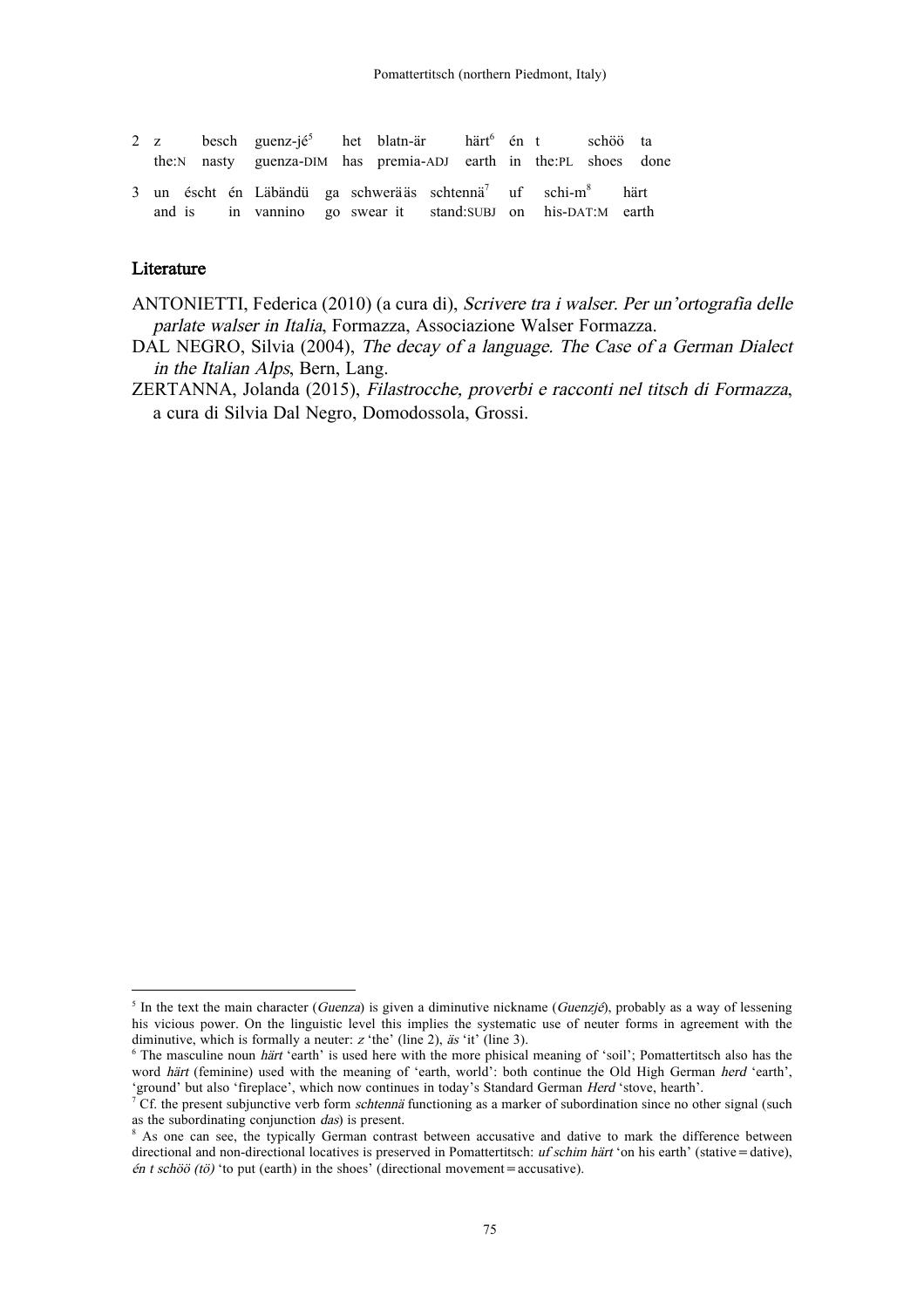| 2 | z | besch | guenz-jé[5] | het | blatn-är | härt[6] | én | t | schöö | ta |
|---|---|---|---|---|---|---|---|---|---|---|
| | the:N | nasty | guenza-DIM | has | premia-ADJ | earth | in | the:PL | shoes | done |

| 3 | un | éscht | én | Läbändü | ga | schwerääs | schtennä[7] | uf | schi-m[8] | härt |
|---|---|---|---|---|---|---|---|---|---|---|
| | and | is | in | vannino | go | swear it | stand:SUBJ | on | his-DAT:M | earth |

## Literature

ANTONIETTI, Federica (2010) (a cura di), *Scrivere tra i walser. Per un'ortografia delle parlate walser in Italia*, Formazza, Associazione Walser Formazza.

DAL NEGRO, Silvia (2004), *The decay of a language. The Case of a German Dialect in the Italian Alps*, Bern, Lang.

ZERTANNA, Jolanda (2015), *Filastrocche, proverbi e racconti nel titsch di Formazza*, a cura di Silvia Dal Negro, Domodossola, Grossi.

---

[5] In the text the main character (*Guenza*) is given a diminutive nickname (*Guenzjé*), probably as a way of lessening his vicious power. On the linguistic level this implies the systematic use of neuter forms in agreement with the diminutive, which is formally a neuter: *z* 'the' (line 2), *äs* 'it' (line 3).

[6] The masculine noun *härt* 'earth' is used here with the more phisical meaning of 'soil'; Pomattertitsch also has the word *härt* (feminine) used with the meaning of 'earth, world': both continue the Old High German *herd* 'earth', 'ground' but also 'fireplace', which now continues in today's Standard German *Herd* 'stove, hearth'.

[7] Cf. the present subjunctive verb form *schtennä* functioning as a marker of subordination since no other signal (such as the subordinating conjunction *das*) is present.

[8] As one can see, the typically German contrast between accusative and dative to mark the difference between directional and non-directional locatives is preserved in Pomattertitsch: *uf schim härt* 'on his earth' (stative = dative), *én t schöö (tö)* 'to put (earth) in the shoes' (directional movement = accusative).